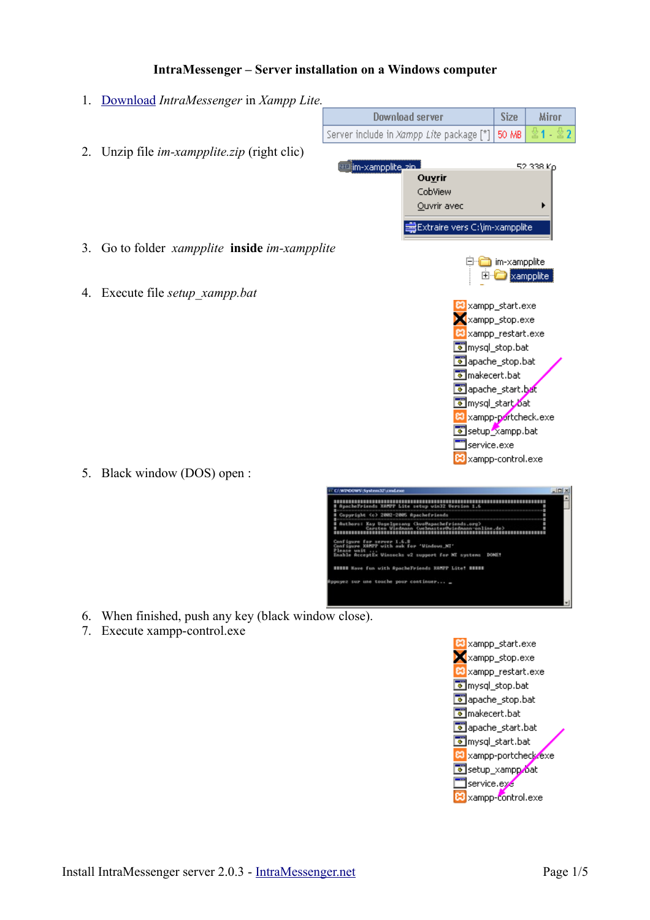# IntraMessenger – Server installation on a Windows computer

1. Download *IntraMessenger* in *Xampp Lite.*

| Download server | Size | Miror |
| --- | --- | --- |
| Server include in *Xampp Lite* package [*] | 50 MB | 1 - 2 |

2. Unzip file *im-xampplite.zip* (right clic)

3. Go to folder *xampplite* **inside** *im-xampplite*

4. Execute file *setup_xampp.bat*

5. Black window (DOS) open :

6. When finished, push any key (black window close).
7. Execute xampp-control.exe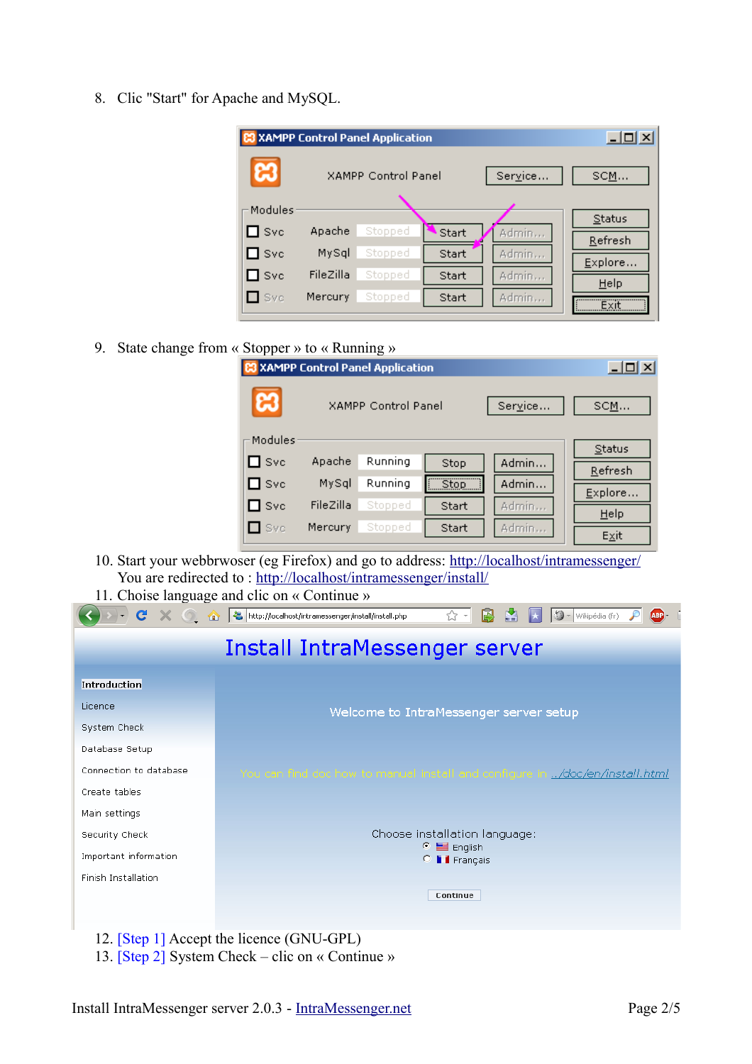8. Clic "Start" for Apache and MySQL.

9. State change from « Stopper » to « Running »

10. Start your webbrwoser (eg Firefox) and go to address: http://localhost/intramessenger/
    You are redirected to : http://localhost/intramessenger/install/

11. Choise language and clic on « Continue »

12. [Step 1] Accept the licence (GNU-GPL)

13. [Step 2] System Check – clic on « Continue »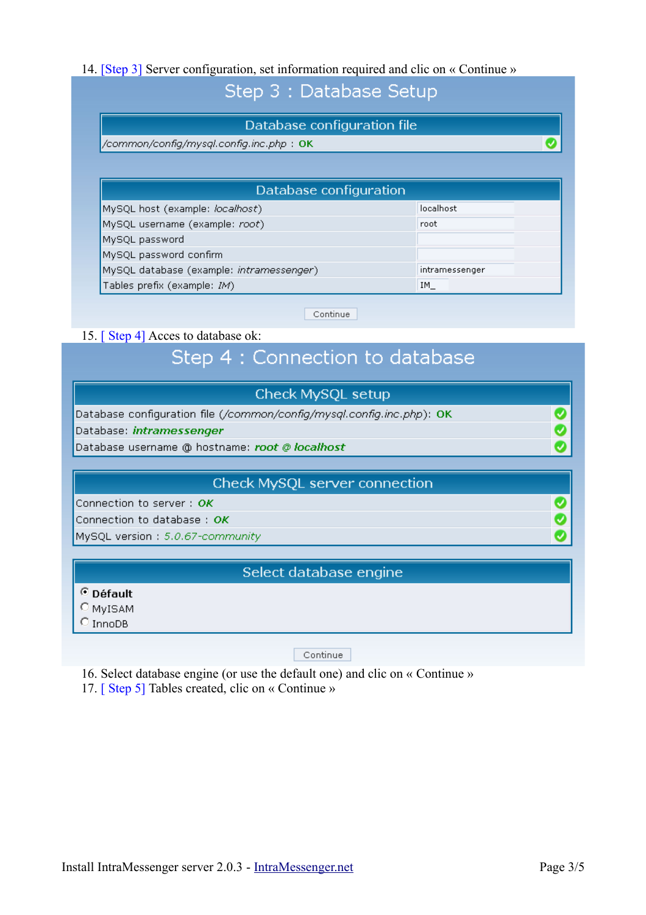14. [Step 3] Server configuration, set information required and clic on « Continue »

### Step 3 : Database Setup

| Database configuration file |
| --- |
| */common/config/mysql.config.inc.php* : **OK** ✔ |

| Database configuration | |
| --- | --- |
| MySQL host (example: *localhost*) | localhost |
| MySQL username (example: *root*) | root |
| MySQL password | |
| MySQL password confirm | |
| MySQL database (example: *intramessenger*) | intramessenger |
| Tables prefix (example: *IM*) | IM_ |

[Continue]

15. [ Step 4] Acces to database ok:

### Step 4 : Connection to database

| Check MySQL setup |
| --- |
| Database configuration file (*/common/config/mysql.config.inc.php*): **OK** ✔ |
| Database: ***intramessenger*** ✔ |
| Database username @ hostname: ***root @ localhost*** ✔ |

| Check MySQL server connection |
| --- |
| Connection to server : ***OK*** ✔ |
| Connection to database : ***OK*** ✔ |
| MySQL version : *5.0.67-community* ✔ |

| Select database engine |
| --- |
| (•) **Défault** |
| ( ) MyISAM |
| ( ) InnoDB |

[Continue]

16. Select database engine (or use the default one) and clic on « Continue »
17. [ Step 5] Tables created, clic on « Continue »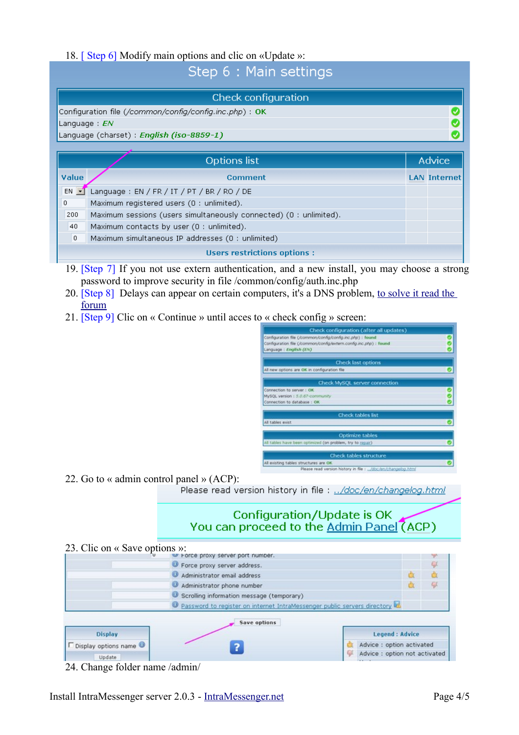18. [ Step 6] Modify main options and clic on «Update »:

Step 6 : Main settings

| Check configuration | |
|---|---|
| Configuration file (/common/config/config.inc.php) : OK | ✔ |
| Language : EN | ✔ |
| Language (charset) : English (iso-8859-1) | ✔ |

| Options list | | Advice | |
|---|---|---|---|
| Value | Comment | LAN | Internet |
| EN | Language : EN / FR / IT / PT / BR / RO / DE | | |
| 0 | Maximum registered users (0 : unlimited). | | |
| 200 | Maximum sessions (users simultaneously connected) (0 : unlimited). | | |
| 40 | Maximum contacts by user (0 : unlimited). | | |
| 0 | Maximum simultaneous IP addresses (0 : unlimited) | | |
| | Users restrictions options : | | |

19. [Step 7] If you not use extern authentication, and a new install, you may choose a strong password to improve security in file /common/config/auth.inc.php
20. [Step 8] Delays can appear on certain computers, it's a DNS problem, to solve it read the forum
21. [Step 9] Clic on « Continue » until acces to « check config » screen:

Check configuration (after all updates)
Configuration file (/common/config/config.inc.php) : found
Configuration file (/common/config/extern.config.inc.php) : found
Language : English (EN)

Check last options
All new options are OK in configuration file

Check MySQL server connection
Connection to server : OK
MySQL version : 5.0.67-community
Connection to database : OK

Check tables list
All tables exist

Optimize tables
All tables have been optimized (on problem, try to repair)

Check tables structure
All existing tables structures are OK
Please read version history in file : ../doc/en/changelog.html

22. Go to « admin control panel » (ACP):

Please read version history in file : ../doc/en/changelog.html

Configuration/Update is OK
You can proceed to the Admin Panel (ACP)

23. Clic on « Save options »:

Force proxy server port number.
Force proxy server address.
Administrator email address
Administrator phone number
Scrolling information message (temporary)
Password to register on internet IntraMessenger public servers directory

Save options

Display
Display options name
Update

Legend : Advice
Advice : option activated
Advice : option not activated

24. Change folder name /admin/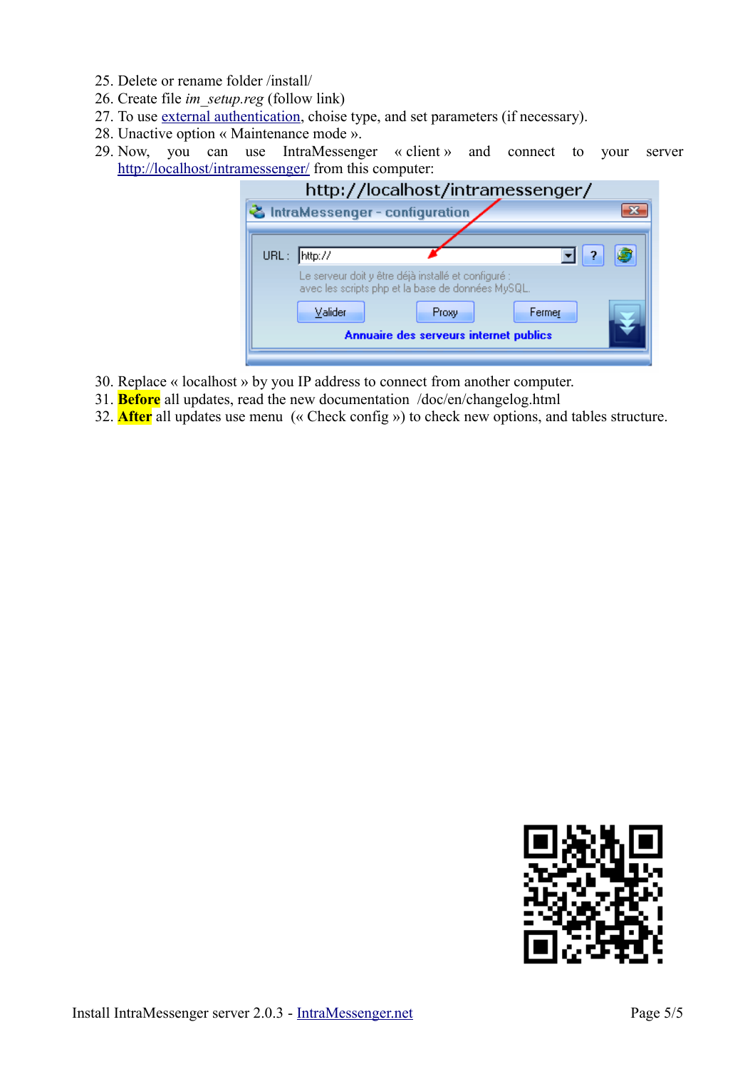25. Delete or rename folder /install/
26. Create file *im_setup.reg* (follow link)
27. To use external authentication, choise type, and set parameters (if necessary).
28. Unactive option « Maintenance mode ».
29. Now, you can use IntraMessenger « client » and connect to your server http://localhost/intramessenger/ from this computer:
30. Replace « localhost » by you IP address to connect from another computer.
31. **Before** all updates, read the new documentation /doc/en/changelog.html
32. **After** all updates use menu (« Check config ») to check new options, and tables structure.